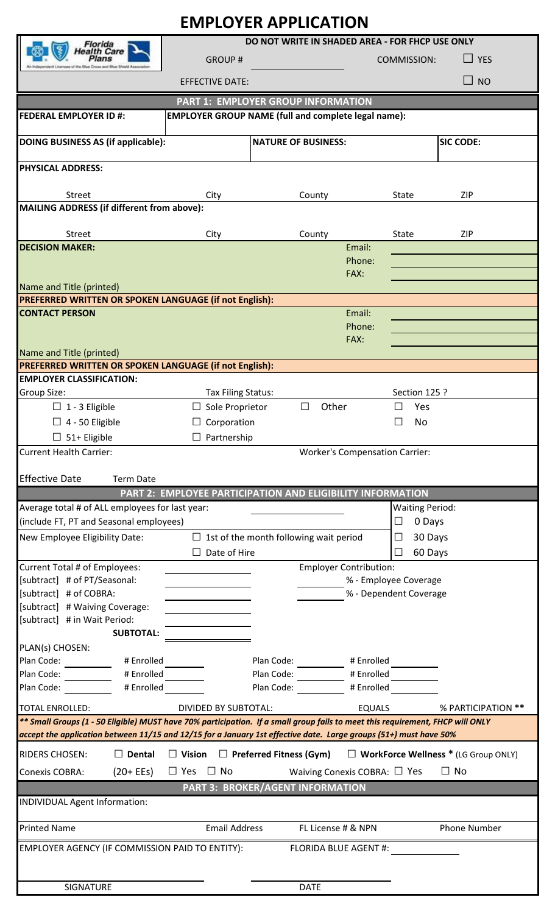# EMPLOYER APPLICATION

Florida Health Care Plans
An Independent Licensee of the Blue Cross and Blue Shield Association

**DO NOT WRITE IN SHADED AREA - FOR FHCP USE ONLY**

GROUP # ______________ COMMISSION: ☐ YES

EFFECTIVE DATE: ☐ NO

## PART 1: EMPLOYER GROUP INFORMATION

| FEDERAL EMPLOYER ID #: | EMPLOYER GROUP NAME (full and complete legal name): | |
|---|---|---|
| **DOING BUSINESS AS (if applicable):** | **NATURE OF BUSINESS:** | **SIC CODE:** |

**PHYSICAL ADDRESS:**

| Street | City | County | State | ZIP |
|---|---|---|---|---|
| | | | | |

**MAILING ADDRESS (if different from above):**

| Street | City | County | State | ZIP |
|---|---|---|---|---|
| | | | | |

**DECISION MAKER:**

Email: ______________
Phone: ______________
FAX: ______________

Name and Title (printed)

**PREFERRED WRITTEN OR SPOKEN LANGUAGE (if not English):**

**CONTACT PERSON**

Email: ______________
Phone: ______________
FAX: ______________

Name and Title (printed)

**PREFERRED WRITTEN OR SPOKEN LANGUAGE (if not English):**

**EMPLOYER CLASSIFICATION:**

| Group Size: | Tax Filing Status: | | Section 125 ? |
|---|---|---|---|
| ☐ 1 - 3 Eligible | ☐ Sole Proprietor | ☐ Other | ☐ Yes |
| ☐ 4 - 50 Eligible | ☐ Corporation | | ☐ No |
| ☐ 51+ Eligible | ☐ Partnership | | |

Current Health Carrier: Worker's Compensation Carrier:

Effective Date Term Date

## PART 2: EMPLOYEE PARTICIPATION AND ELIGIBILITY INFORMATION

Average total # of ALL employees for last year: ______________
(include FT, PT and Seasonal employees)

Waiting Period:
☐ 0 Days
☐ 30 Days
☐ 60 Days

New Employee Eligibility Date: ☐ 1st of the month following wait period
☐ Date of Hire

Current Total # of Employees: ______________
[subtract] # of PT/Seasonal: ______________
[subtract] # of COBRA: ______________
[subtract] # Waiving Coverage: ______________
[subtract] # in Wait Period: ______________
**SUBTOTAL:** ______________

Employer Contribution:
______ % - Employee Coverage
______ % - Dependent Coverage

PLAN(s) CHOSEN:

| Plan Code: | # Enrolled | Plan Code: | # Enrolled |
|---|---|---|---|
| Plan Code: | # Enrolled | Plan Code: | # Enrolled |
| Plan Code: | # Enrolled | Plan Code: | # Enrolled |

TOTAL ENROLLED: DIVIDED BY SUBTOTAL: EQUALS % PARTICIPATION **

***\*\* Small Groups (1 - 50 Eligible) MUST have 70% participation. If a small group fails to meet this requirement, FHCP will ONLY accept the application between 11/15 and 12/15 for a January 1st effective date. Large groups (51+) must have 50%***

RIDERS CHOSEN: ☐ **Dental** ☐ **Vision** ☐ **Preferred Fitness (Gym)** ☐ **WorkForce Wellness *** (LG Group ONLY)

Conexis COBRA: (20+ EEs) ☐ Yes ☐ No Waiving Conexis COBRA: ☐ Yes ☐ No

## PART 3: BROKER/AGENT INFORMATION

INDIVIDUAL Agent Information:

| Printed Name | Email Address | FL License # & NPN | Phone Number |
|---|---|---|---|
| | | | |

EMPLOYER AGENCY (IF COMMISSION PAID TO ENTITY): FLORIDA BLUE AGENT #: ______________

______________ ______________
SIGNATURE DATE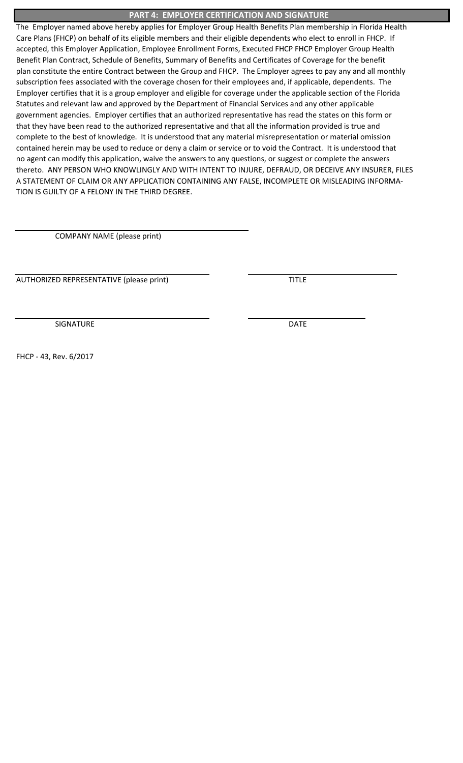## PART 4: EMPLOYER CERTIFICATION AND SIGNATURE

The Employer named above hereby applies for Employer Group Health Benefits Plan membership in Florida Health Care Plans (FHCP) on behalf of its eligible members and their eligible dependents who elect to enroll in FHCP. If accepted, this Employer Application, Employee Enrollment Forms, Executed FHCP FHCP Employer Group Health Benefit Plan Contract, Schedule of Benefits, Summary of Benefits and Certificates of Coverage for the benefit plan constitute the entire Contract between the Group and FHCP. The Employer agrees to pay any and all monthly subscription fees associated with the coverage chosen for their employees and, if applicable, dependents. The Employer certifies that it is a group employer and eligible for coverage under the applicable section of the Florida Statutes and relevant law and approved by the Department of Financial Services and any other applicable government agencies. Employer certifies that an authorized representative has read the states on this form or that they have been read to the authorized representative and that all the information provided is true and complete to the best of knowledge. It is understood that any material misrepresentation or material omission contained herein may be used to reduce or deny a claim or service or to void the Contract. It is understood that no agent can modify this application, waive the answers to any questions, or suggest or complete the answers thereto. ANY PERSON WHO KNOWLINGLY AND WITH INTENT TO INJURE, DEFRAUD, OR DECEIVE ANY INSURER, FILES A STATEMENT OF CLAIM OR ANY APPLICATION CONTAINING ANY FALSE, INCOMPLETE OR MISLEADING INFORMATION IS GUILTY OF A FELONY IN THE THIRD DEGREE.

\_\_\_\_\_\_\_\_\_\_\_\_\_\_\_\_\_\_\_\_\_\_\_\_\_\_\_\_\_\_\_\_\_\_\_\_\_\_\_\_\_\_\_\_\_\_\_\_

COMPANY NAME (please print)

\_\_\_\_\_\_\_\_\_\_\_\_\_\_\_\_\_\_\_\_\_\_\_\_\_\_\_\_\_\_\_\_\_\_\_\_\_\_\_\_\_\_\_\_\_\_\_\_ \_\_\_\_\_\_\_\_\_\_\_\_\_\_\_\_\_\_\_\_\_\_\_\_\_\_\_\_\_\_\_\_

AUTHORIZED REPRESENTATIVE (please print) TITLE

\_\_\_\_\_\_\_\_\_\_\_\_\_\_\_\_\_\_\_\_\_\_\_\_\_\_\_\_\_\_\_\_\_\_\_\_\_\_\_\_\_\_\_\_\_\_\_\_ \_\_\_\_\_\_\_\_\_\_\_\_\_\_\_\_\_\_\_\_\_\_\_\_\_\_\_\_\_\_\_\_

SIGNATURE DATE

FHCP - 43, Rev. 6/2017